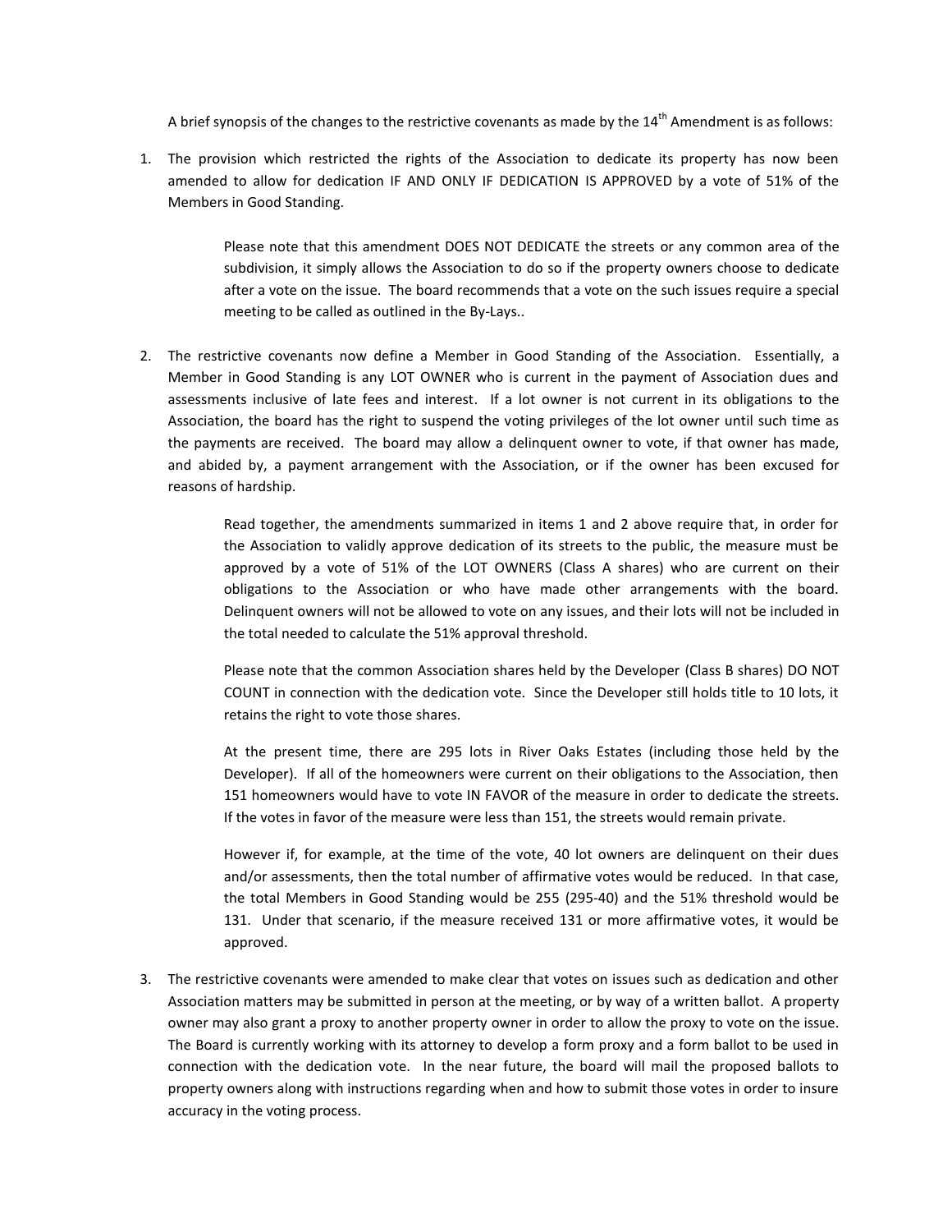A brief synopsis of the changes to the restrictive covenants as made by the 14th Amendment is as follows:

1. The provision which restricted the rights of the Association to dedicate its property has now been amended to allow for dedication IF AND ONLY IF DEDICATION IS APPROVED by a vote of 51% of the Members in Good Standing.

   Please note that this amendment DOES NOT DEDICATE the streets or any common area of the subdivision, it simply allows the Association to do so if the property owners choose to dedicate after a vote on the issue. The board recommends that a vote on the such issues require a special meeting to be called as outlined in the By-Lays..

2. The restrictive covenants now define a Member in Good Standing of the Association. Essentially, a Member in Good Standing is any LOT OWNER who is current in the payment of Association dues and assessments inclusive of late fees and interest. If a lot owner is not current in its obligations to the Association, the board has the right to suspend the voting privileges of the lot owner until such time as the payments are received. The board may allow a delinquent owner to vote, if that owner has made, and abided by, a payment arrangement with the Association, or if the owner has been excused for reasons of hardship.

   Read together, the amendments summarized in items 1 and 2 above require that, in order for the Association to validly approve dedication of its streets to the public, the measure must be approved by a vote of 51% of the LOT OWNERS (Class A shares) who are current on their obligations to the Association or who have made other arrangements with the board. Delinquent owners will not be allowed to vote on any issues, and their lots will not be included in the total needed to calculate the 51% approval threshold.

   Please note that the common Association shares held by the Developer (Class B shares) DO NOT COUNT in connection with the dedication vote. Since the Developer still holds title to 10 lots, it retains the right to vote those shares.

   At the present time, there are 295 lots in River Oaks Estates (including those held by the Developer). If all of the homeowners were current on their obligations to the Association, then 151 homeowners would have to vote IN FAVOR of the measure in order to dedicate the streets. If the votes in favor of the measure were less than 151, the streets would remain private.

   However if, for example, at the time of the vote, 40 lot owners are delinquent on their dues and/or assessments, then the total number of affirmative votes would be reduced. In that case, the total Members in Good Standing would be 255 (295-40) and the 51% threshold would be 131. Under that scenario, if the measure received 131 or more affirmative votes, it would be approved.

3. The restrictive covenants were amended to make clear that votes on issues such as dedication and other Association matters may be submitted in person at the meeting, or by way of a written ballot. A property owner may also grant a proxy to another property owner in order to allow the proxy to vote on the issue. The Board is currently working with its attorney to develop a form proxy and a form ballot to be used in connection with the dedication vote. In the near future, the board will mail the proposed ballots to property owners along with instructions regarding when and how to submit those votes in order to insure accuracy in the voting process.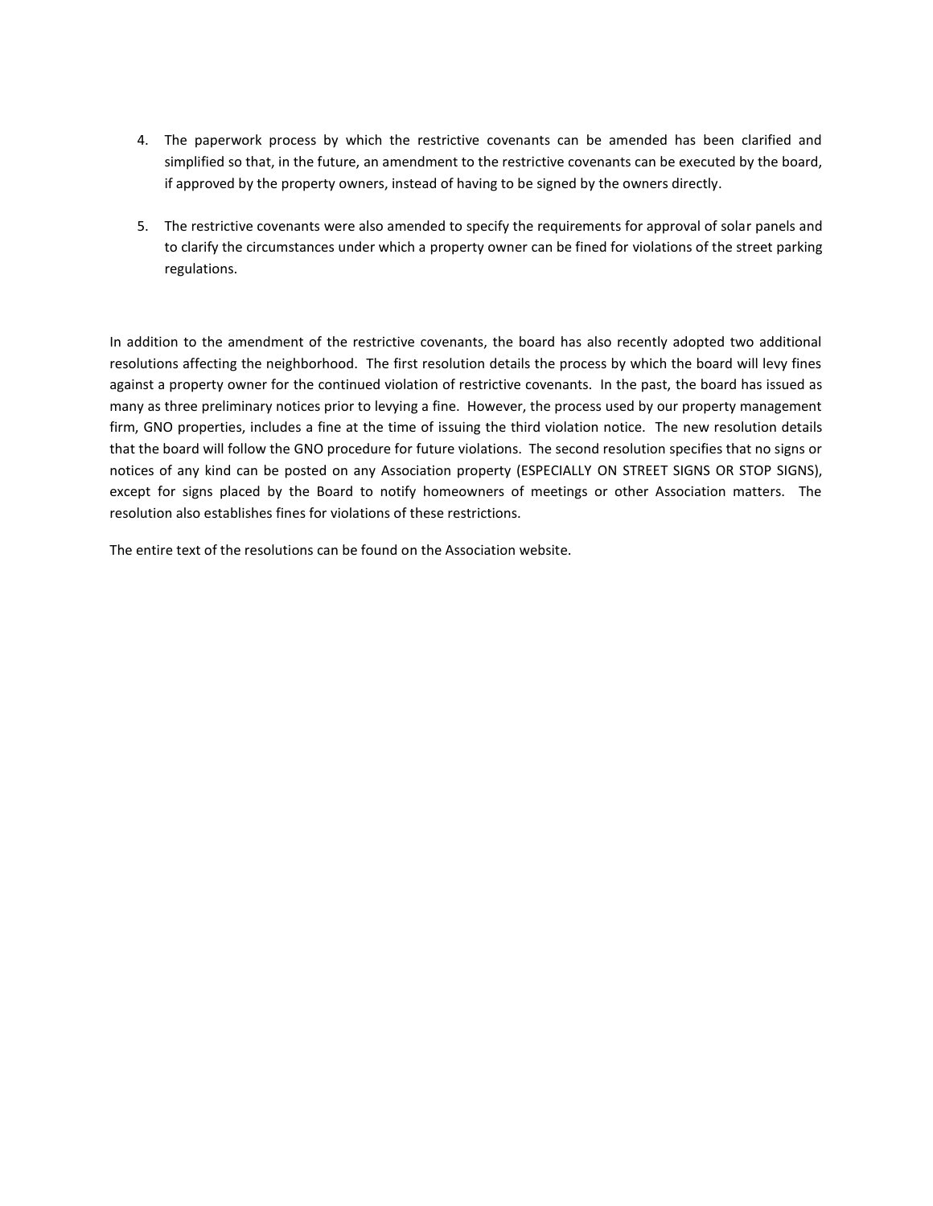4. The paperwork process by which the restrictive covenants can be amended has been clarified and simplified so that, in the future, an amendment to the restrictive covenants can be executed by the board, if approved by the property owners, instead of having to be signed by the owners directly.

5. The restrictive covenants were also amended to specify the requirements for approval of solar panels and to clarify the circumstances under which a property owner can be fined for violations of the street parking regulations.

In addition to the amendment of the restrictive covenants, the board has also recently adopted two additional resolutions affecting the neighborhood. The first resolution details the process by which the board will levy fines against a property owner for the continued violation of restrictive covenants. In the past, the board has issued as many as three preliminary notices prior to levying a fine. However, the process used by our property management firm, GNO properties, includes a fine at the time of issuing the third violation notice. The new resolution details that the board will follow the GNO procedure for future violations. The second resolution specifies that no signs or notices of any kind can be posted on any Association property (ESPECIALLY ON STREET SIGNS OR STOP SIGNS), except for signs placed by the Board to notify homeowners of meetings or other Association matters. The resolution also establishes fines for violations of these restrictions.

The entire text of the resolutions can be found on the Association website.